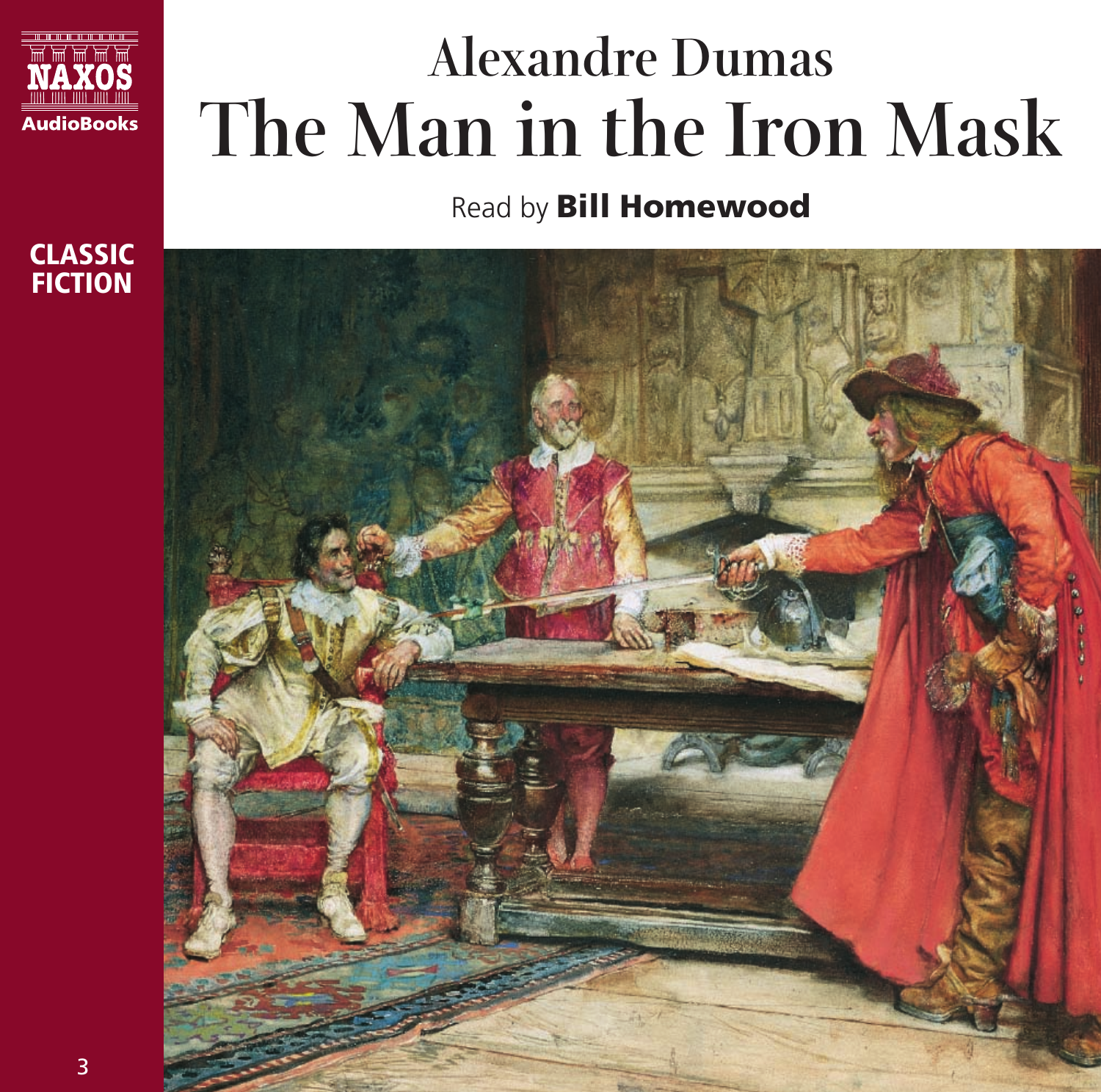NAXOS

AudioBooks

CLASSIC FICTION

Alexandre Dumas

# The Man in the Iron Mask

Read by **Bill Homewood**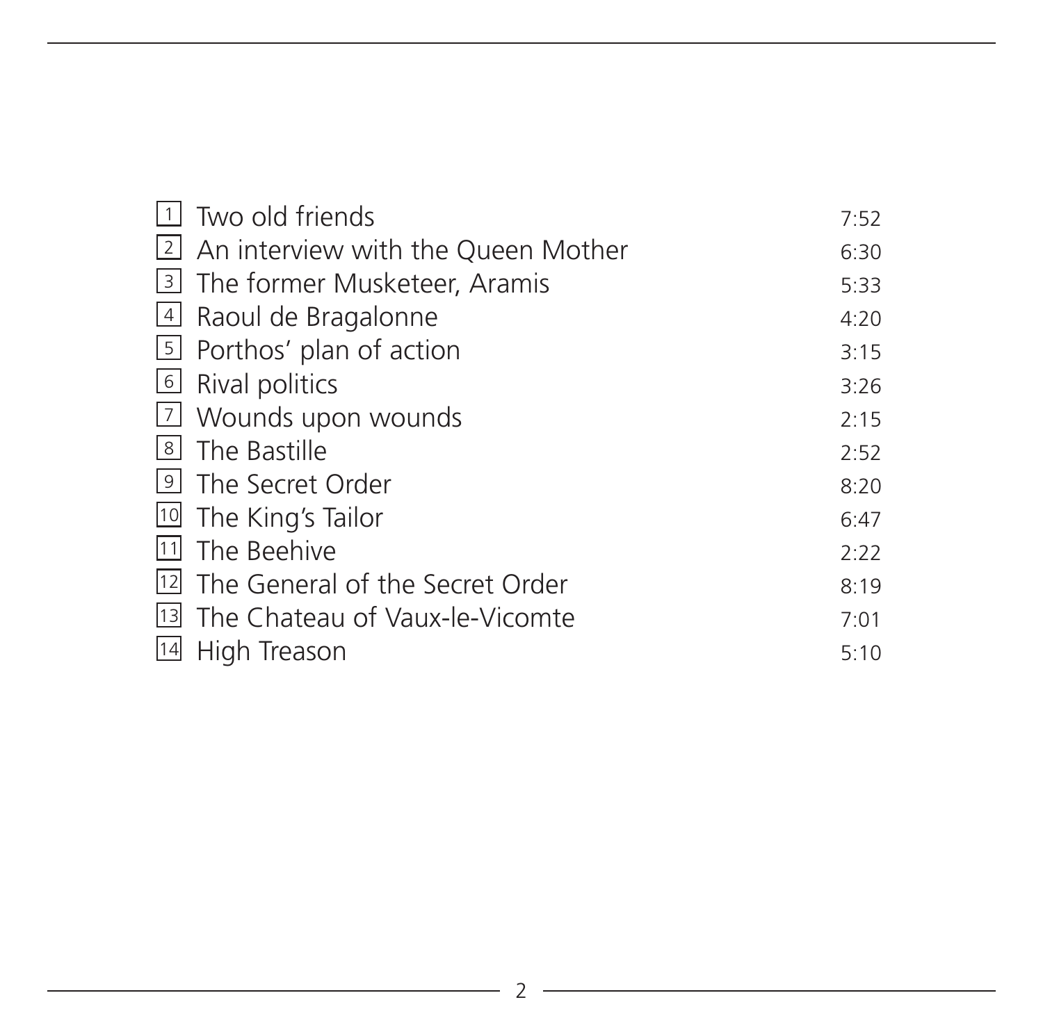| | | |
|---|---|---|
| 1 | Two old friends | 7:52 |
| 2 | An interview with the Queen Mother | 6:30 |
| 3 | The former Musketeer, Aramis | 5:33 |
| 4 | Raoul de Bragalonne | 4:20 |
| 5 | Porthos' plan of action | 3:15 |
| 6 | Rival politics | 3:26 |
| 7 | Wounds upon wounds | 2:15 |
| 8 | The Bastille | 2:52 |
| 9 | The Secret Order | 8:20 |
| 10 | The King's Tailor | 6:47 |
| 11 | The Beehive | 2:22 |
| 12 | The General of the Secret Order | 8:19 |
| 13 | The Chateau of Vaux-le-Vicomte | 7:01 |
| 14 | High Treason | 5:10 |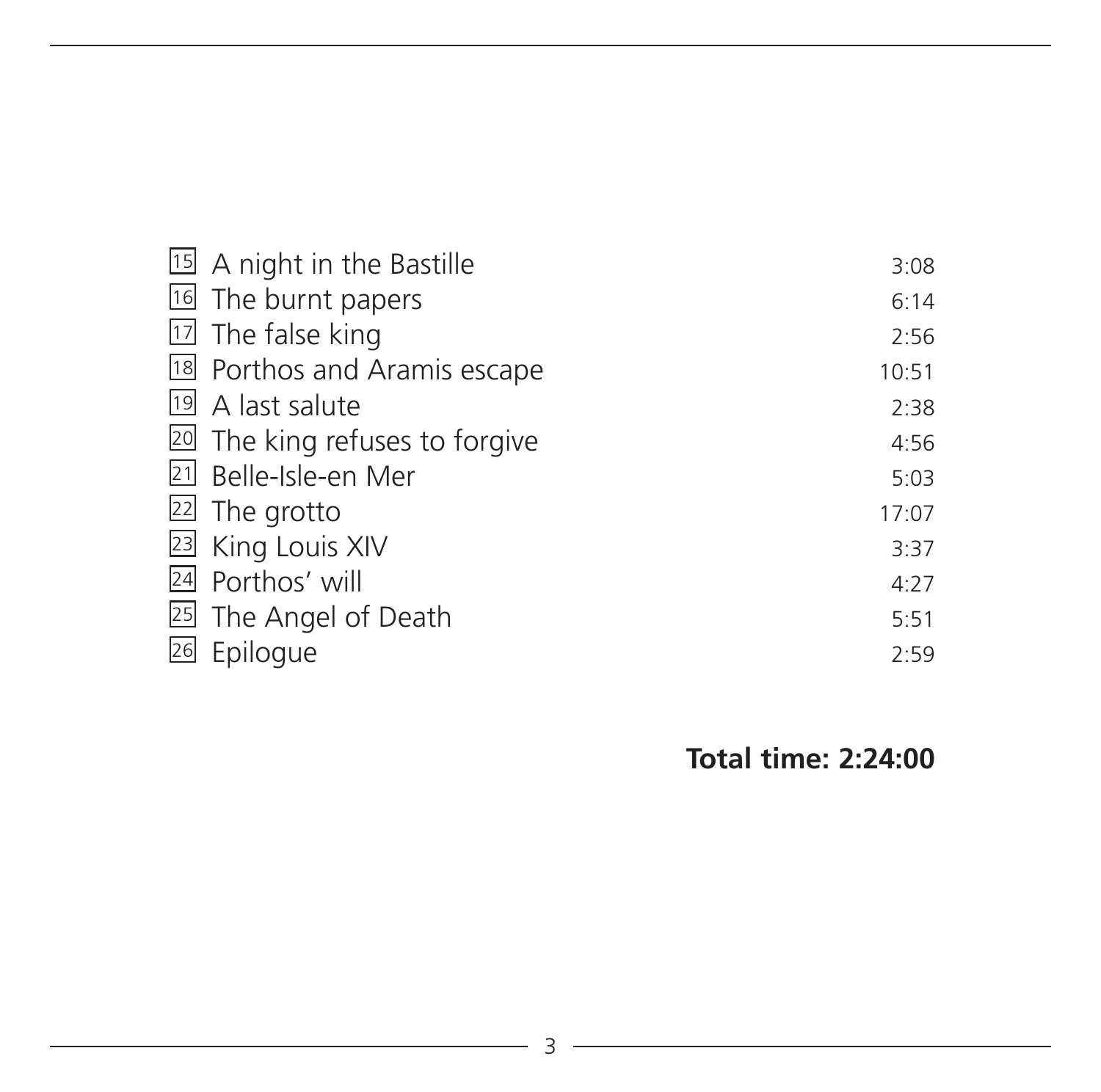| | | |
|---|---|---|
| 15 | A night in the Bastille | 3:08 |
| 16 | The burnt papers | 6:14 |
| 17 | The false king | 2:56 |
| 18 | Porthos and Aramis escape | 10:51 |
| 19 | A last salute | 2:38 |
| 20 | The king refuses to forgive | 4:56 |
| 21 | Belle-Isle-en Mer | 5:03 |
| 22 | The grotto | 17:07 |
| 23 | King Louis XIV | 3:37 |
| 24 | Porthos' will | 4:27 |
| 25 | The Angel of Death | 5:51 |
| 26 | Epilogue | 2:59 |

**Total time: 2:24:00**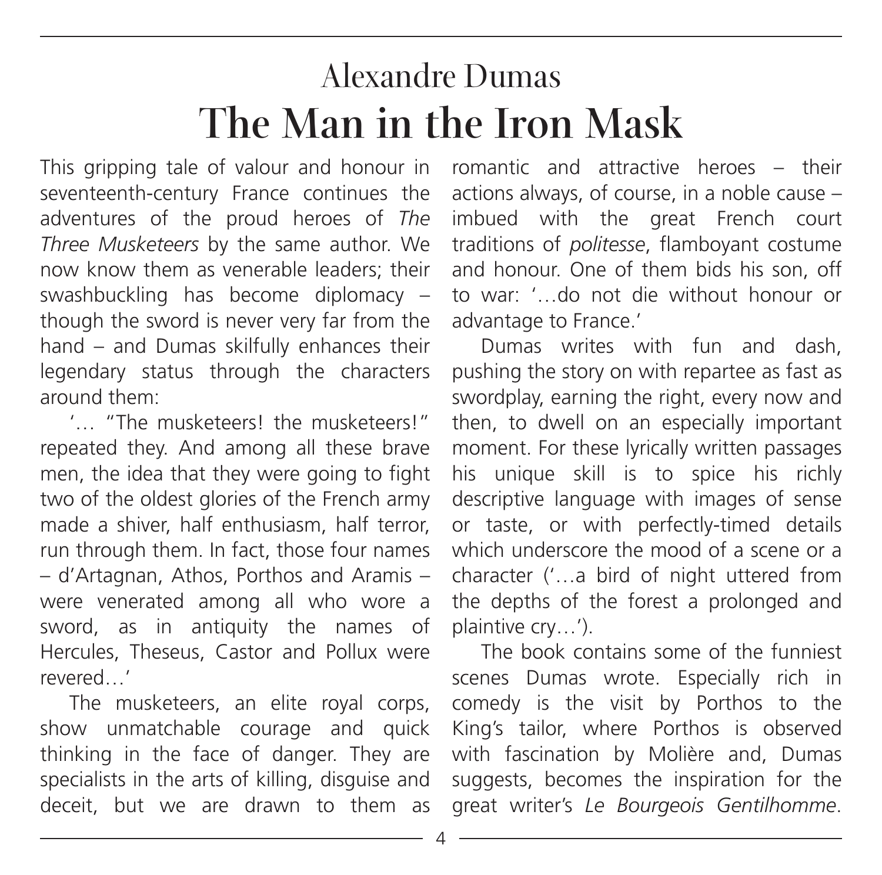## Alexandre Dumas

# The Man in the Iron Mask

This gripping tale of valour and honour in seventeenth-century France continues the adventures of the proud heroes of *The Three Musketeers* by the same author. We now know them as venerable leaders; their swashbuckling has become diplomacy – though the sword is never very far from the hand – and Dumas skilfully enhances their legendary status through the characters around them:

'… "The musketeers! the musketeers!" repeated they. And among all these brave men, the idea that they were going to fight two of the oldest glories of the French army made a shiver, half enthusiasm, half terror, run through them. In fact, those four names – d'Artagnan, Athos, Porthos and Aramis – were venerated among all who wore a sword, as in antiquity the names of Hercules, Theseus, Castor and Pollux were revered…'

The musketeers, an elite royal corps, show unmatchable courage and quick thinking in the face of danger. They are specialists in the arts of killing, disguise and deceit, but we are drawn to them as romantic and attractive heroes – their actions always, of course, in a noble cause – imbued with the great French court traditions of *politesse*, flamboyant costume and honour. One of them bids his son, off to war: '…do not die without honour or advantage to France.'

Dumas writes with fun and dash, pushing the story on with repartee as fast as swordplay, earning the right, every now and then, to dwell on an especially important moment. For these lyrically written passages his unique skill is to spice his richly descriptive language with images of sense or taste, or with perfectly-timed details which underscore the mood of a scene or a character ('…a bird of night uttered from the depths of the forest a prolonged and plaintive cry…').

The book contains some of the funniest scenes Dumas wrote. Especially rich in comedy is the visit by Porthos to the King's tailor, where Porthos is observed with fascination by Molière and, Dumas suggests, becomes the inspiration for the great writer's *Le Bourgeois Gentilhomme*.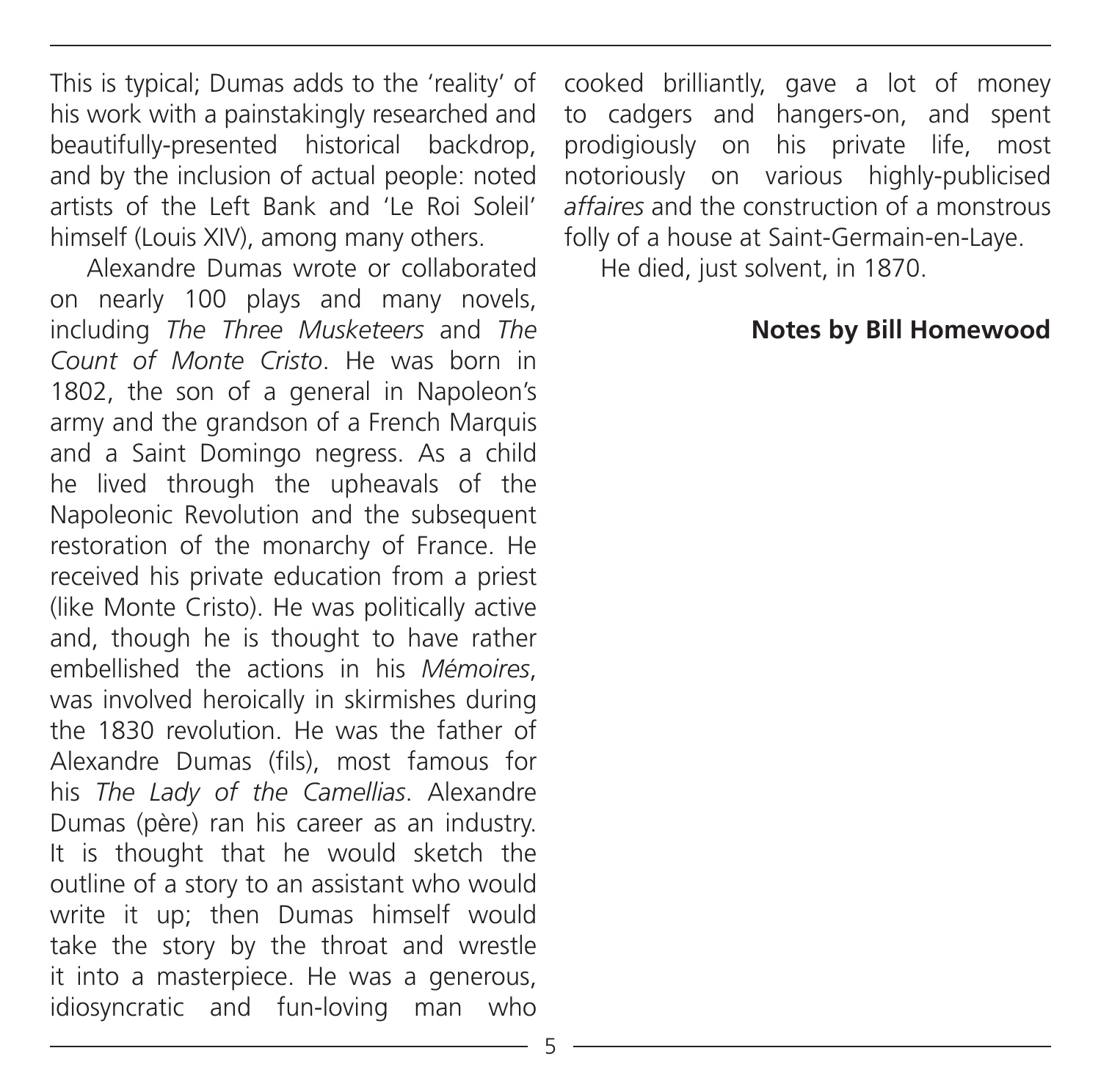This is typical; Dumas adds to the 'reality' of his work with a painstakingly researched and beautifully-presented historical backdrop, and by the inclusion of actual people: noted artists of the Left Bank and 'Le Roi Soleil' himself (Louis XIV), among many others.

Alexandre Dumas wrote or collaborated on nearly 100 plays and many novels, including *The Three Musketeers* and *The Count of Monte Cristo*. He was born in 1802, the son of a general in Napoleon's army and the grandson of a French Marquis and a Saint Domingo negress. As a child he lived through the upheavals of the Napoleonic Revolution and the subsequent restoration of the monarchy of France. He received his private education from a priest (like Monte Cristo). He was politically active and, though he is thought to have rather embellished the actions in his *Mémoires*, was involved heroically in skirmishes during the 1830 revolution. He was the father of Alexandre Dumas (fils), most famous for his *The Lady of the Camellias*. Alexandre Dumas (père) ran his career as an industry. It is thought that he would sketch the outline of a story to an assistant who would write it up; then Dumas himself would take the story by the throat and wrestle it into a masterpiece. He was a generous, idiosyncratic and fun-loving man who cooked brilliantly, gave a lot of money to cadgers and hangers-on, and spent prodigiously on his private life, most notoriously on various highly-publicised *affaires* and the construction of a monstrous folly of a house at Saint-Germain-en-Laye.

He died, just solvent, in 1870.

**Notes by Bill Homewood**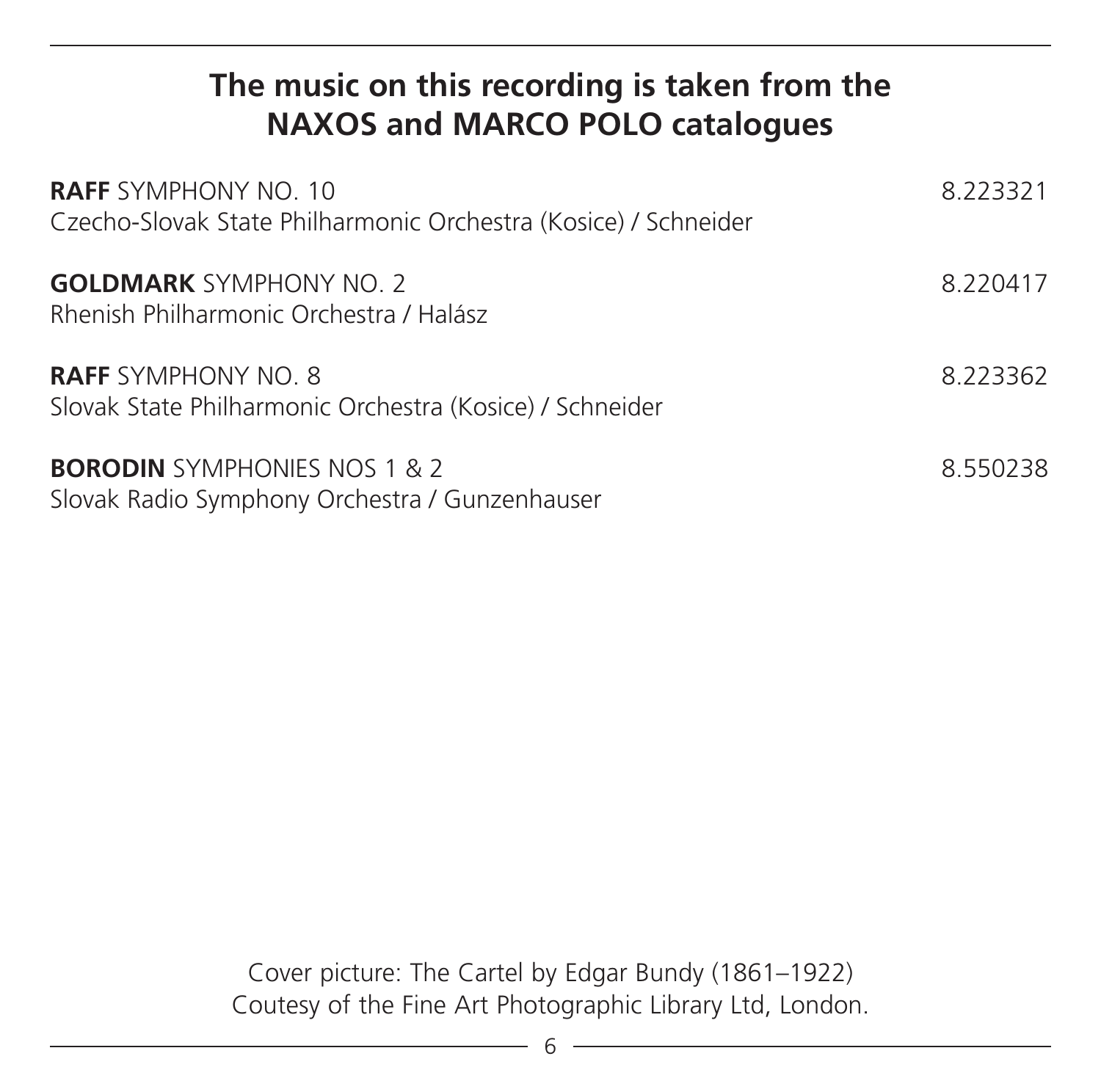## The music on this recording is taken from the NAXOS and MARCO POLO catalogues

**RAFF** SYMPHONY NO. 10 — 8.223321
Czecho-Slovak State Philharmonic Orchestra (Kosice) / Schneider

**GOLDMARK** SYMPHONY NO. 2 — 8.220417
Rhenish Philharmonic Orchestra / Halász

**RAFF** SYMPHONY NO. 8 — 8.223362
Slovak State Philharmonic Orchestra (Kosice) / Schneider

**BORODIN** SYMPHONIES NOS 1 & 2 — 8.550238
Slovak Radio Symphony Orchestra / Gunzenhauser

Cover picture: The Cartel by Edgar Bundy (1861–1922)
Coutesy of the Fine Art Photographic Library Ltd, London.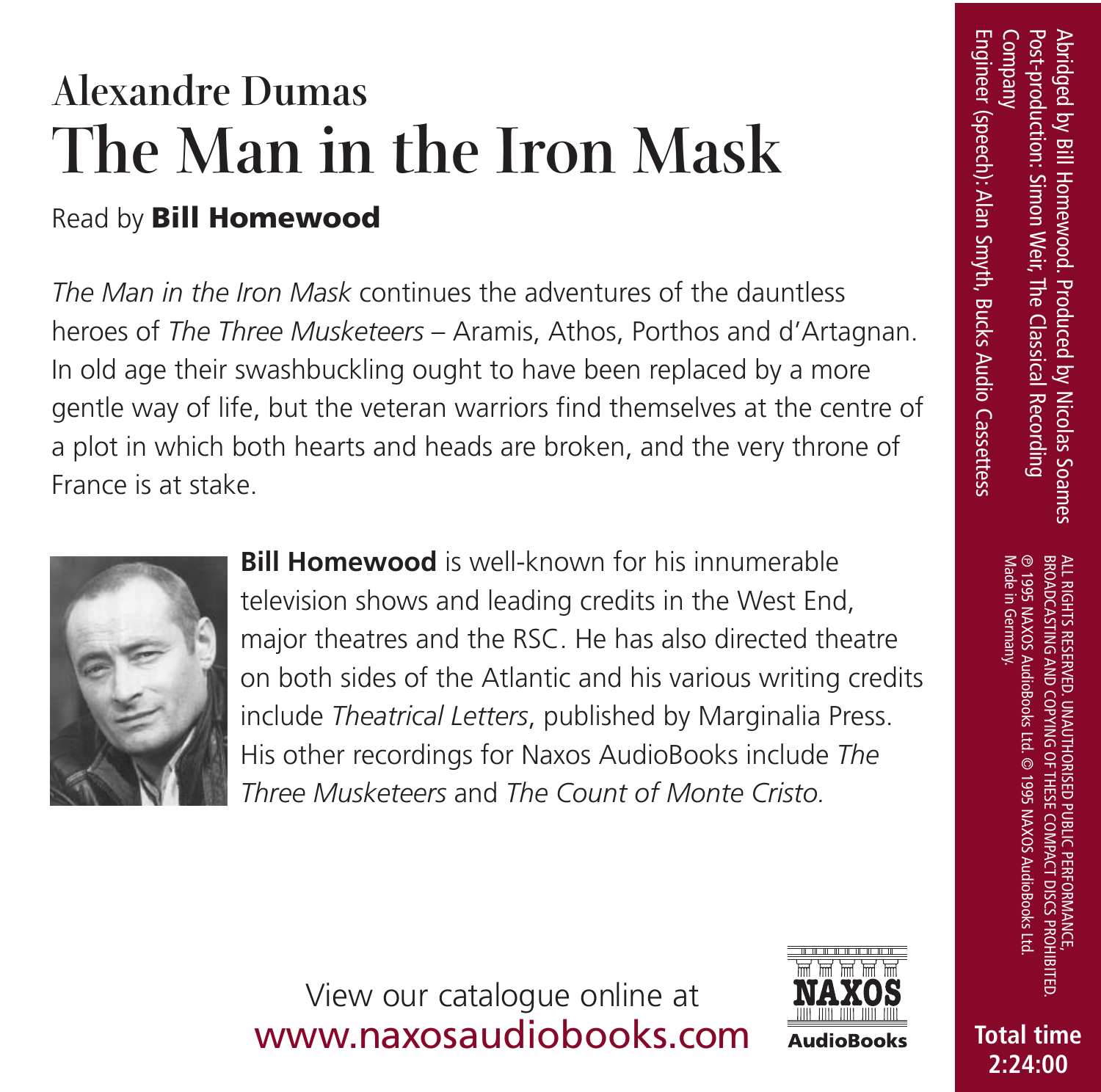Alexandre Dumas

# The Man in the Iron Mask

Read by **Bill Homewood**

*The Man in the Iron Mask* continues the adventures of the dauntless heroes of *The Three Musketeers* – Aramis, Athos, Porthos and d'Artagnan. In old age their swashbuckling ought to have been replaced by a more gentle way of life, but the veteran warriors find themselves at the centre of a plot in which both hearts and heads are broken, and the very throne of France is at stake.

**Bill Homewood** is well-known for his innumerable television shows and leading credits in the West End, major theatres and the RSC. He has also directed theatre on both sides of the Atlantic and his various writing credits include *Theatrical Letters*, published by Marginalia Press. His other recordings for Naxos AudioBooks include *The Three Musketeers* and *The Count of Monte Cristo.*

View our catalogue online at
www.naxosaudiobooks.com

NAXOS AudioBooks

Abridged by Bill Homewood. Produced by Nicolas Soames
Post-production: Simon Weir, The Classical Recording Company
Engineer (speech): Alan Smyth, Bucks Audio Cassettess

ALL RIGHTS RESERVED. UNAUTHORISED PUBLIC PERFORMANCE, BROADCASTING AND COPYING OF THESE COMPACT DISCS PROHIBITED.
℗ 1995 NAXOS AudioBooks Ltd. © 1995 NAXOS AudioBooks Ltd.
Made in Germany.

**Total time 2:24:00**